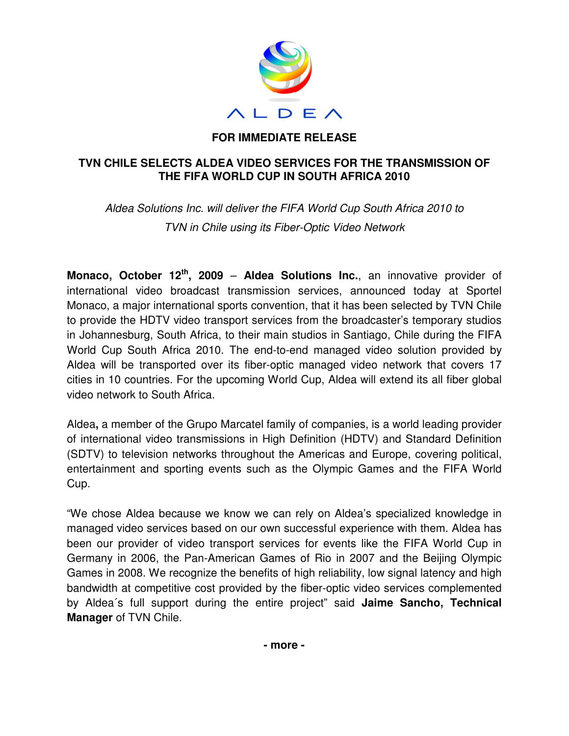ALDEA

**FOR IMMEDIATE RELEASE**

# TVN CHILE SELECTS ALDEA VIDEO SERVICES FOR THE TRANSMISSION OF THE FIFA WORLD CUP IN SOUTH AFRICA 2010

*Aldea Solutions Inc. will deliver the FIFA World Cup South Africa 2010 to TVN in Chile using its Fiber-Optic Video Network*

**Monaco, October 12th, 2009** – **Aldea Solutions Inc.**, an innovative provider of international video broadcast transmission services, announced today at Sportel Monaco, a major international sports convention, that it has been selected by TVN Chile to provide the HDTV video transport services from the broadcaster's temporary studios in Johannesburg, South Africa, to their main studios in Santiago, Chile during the FIFA World Cup South Africa 2010. The end-to-end managed video solution provided by Aldea will be transported over its fiber-optic managed video network that covers 17 cities in 10 countries. For the upcoming World Cup, Aldea will extend its all fiber global video network to South Africa.

Aldea**,** a member of the Grupo Marcatel family of companies, is a world leading provider of international video transmissions in High Definition (HDTV) and Standard Definition (SDTV) to television networks throughout the Americas and Europe, covering political, entertainment and sporting events such as the Olympic Games and the FIFA World Cup.

"We chose Aldea because we know we can rely on Aldea's specialized knowledge in managed video services based on our own successful experience with them. Aldea has been our provider of video transport services for events like the FIFA World Cup in Germany in 2006, the Pan-American Games of Rio in 2007 and the Beijing Olympic Games in 2008. We recognize the benefits of high reliability, low signal latency and high bandwidth at competitive cost provided by the fiber-optic video services complemented by Aldea´s full support during the entire project" said **Jaime Sancho, Technical Manager** of TVN Chile.

**- more -**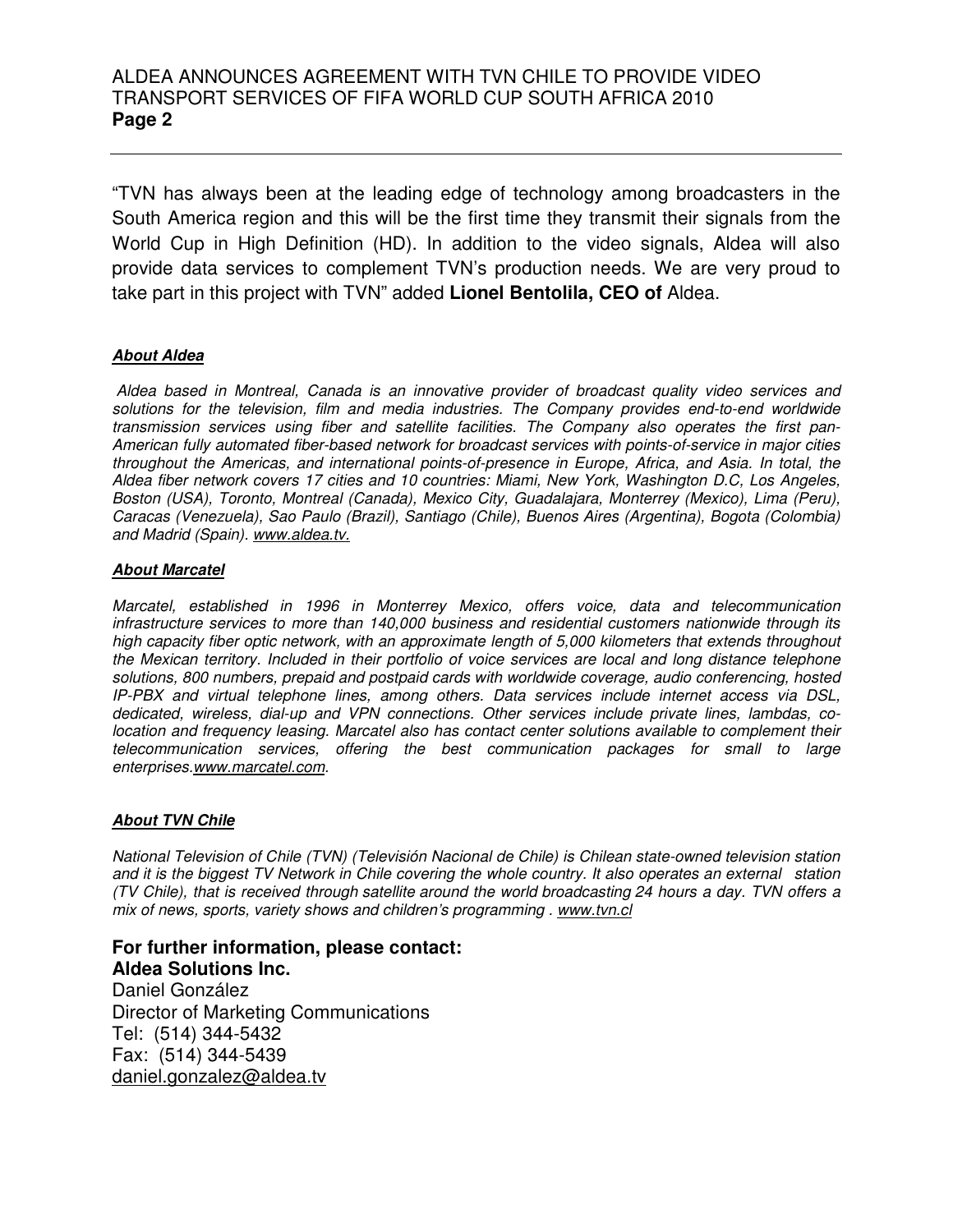"TVN has always been at the leading edge of technology among broadcasters in the South America region and this will be the first time they transmit their signals from the World Cup in High Definition (HD). In addition to the video signals, Aldea will also provide data services to complement TVN's production needs. We are very proud to take part in this project with TVN" added **Lionel Bentolila, CEO of** Aldea.

***About Aldea***

*Aldea based in Montreal, Canada is an innovative provider of broadcast quality video services and solutions for the television, film and media industries. The Company provides end-to-end worldwide transmission services using fiber and satellite facilities. The Company also operates the first pan-American fully automated fiber-based network for broadcast services with points-of-service in major cities throughout the Americas, and international points-of-presence in Europe, Africa, and Asia. In total, the Aldea fiber network covers 17 cities and 10 countries: Miami, New York, Washington D.C, Los Angeles, Boston (USA), Toronto, Montreal (Canada), Mexico City, Guadalajara, Monterrey (Mexico), Lima (Peru), Caracas (Venezuela), Sao Paulo (Brazil), Santiago (Chile), Buenos Aires (Argentina), Bogota (Colombia) and Madrid (Spain). www.aldea.tv.*

***About Marcatel***

*Marcatel, established in 1996 in Monterrey Mexico, offers voice, data and telecommunication infrastructure services to more than 140,000 business and residential customers nationwide through its high capacity fiber optic network, with an approximate length of 5,000 kilometers that extends throughout the Mexican territory. Included in their portfolio of voice services are local and long distance telephone solutions, 800 numbers, prepaid and postpaid cards with worldwide coverage, audio conferencing, hosted IP-PBX and virtual telephone lines, among others. Data services include internet access via DSL, dedicated, wireless, dial-up and VPN connections. Other services include private lines, lambdas, co-location and frequency leasing. Marcatel also has contact center solutions available to complement their telecommunication services, offering the best communication packages for small to large enterprises.www.marcatel.com.*

***About TVN Chile***

*National Television of Chile (TVN) (Televisión Nacional de Chile) is Chilean state-owned television station and it is the biggest TV Network in Chile covering the whole country. It also operates an external station (TV Chile), that is received through satellite around the world broadcasting 24 hours a day. TVN offers a mix of news, sports, variety shows and children's programming . www.tvn.cl*

**For further information, please contact:**
**Aldea Solutions Inc.**
Daniel González
Director of Marketing Communications
Tel: (514) 344-5432
Fax: (514) 344-5439
daniel.gonzalez@aldea.tv